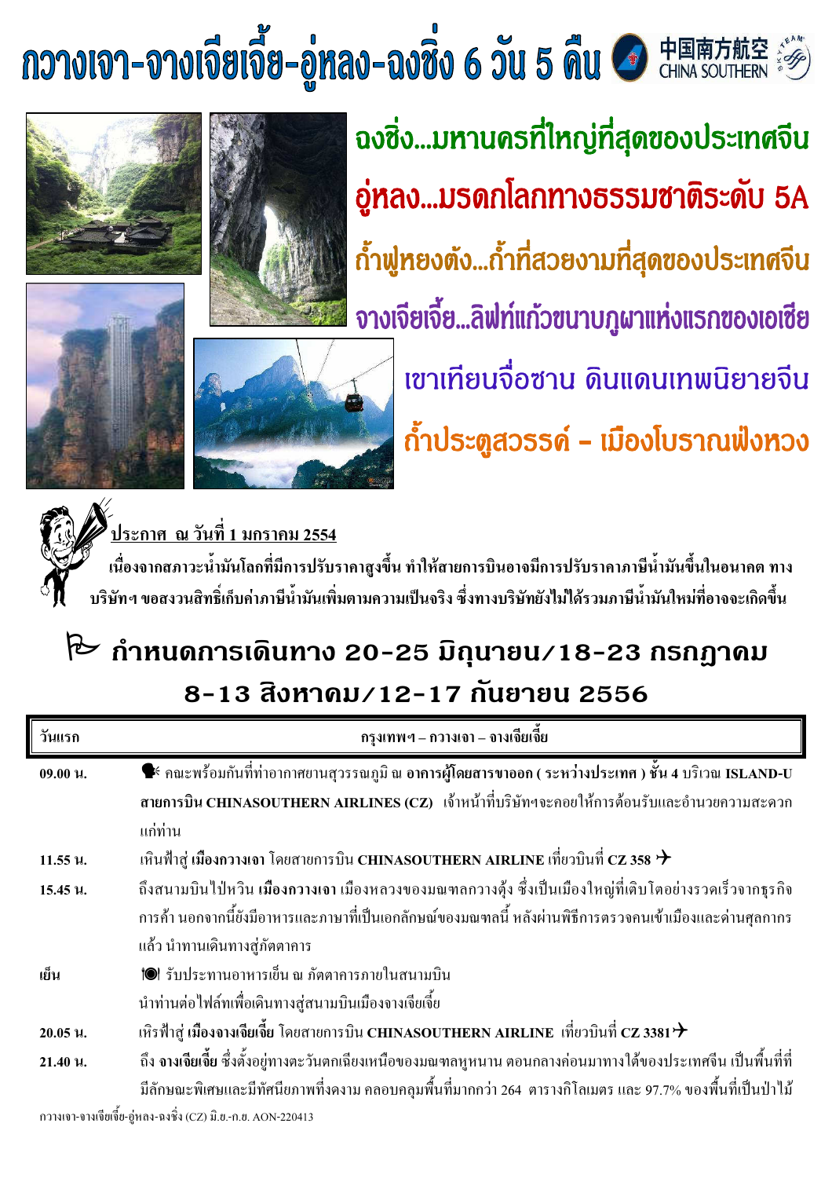# กวางเจา-จางเจียเจี้ย-อู่หลง-ฉงชิ่ง 6 วัน 5 คืน

中国南方航空 CHINA SOUTHERN

## ฉงชิ่ง...มหานครที่ใหญ่ที่สุดของประเทศจีน

## อู่หลง...มรดกโลกทางธรรมชาติระดับ 5A

## ถ้ำฟูหยงต้ง...ถ้ำที่สวยงามที่สุดของประเทศจีน

## จางเจียเจี้ย...ลิฟท์แก้วขนาบภูผาแห่งแรกของเอเซีย

## เขาเทียนจื่อซาน ดินแดนเทพนิยายจีน

## ถ้ำประตูสวรรค์ – เมืองโบราณฟ่งหวง

**ประกาศ ณ วันที่ 1 มกราคม 2554**

**เนื่องจากสภาวะน้ำมันโลกที่มีการปรับราคาสูงขึ้น ทำให้สายการบินอาจมีการปรับราคาภาษีน้ำมันขึ้นในอนาคต ทางบริษัทฯ ขอสงวนสิทธิ์เก็บค่าภาษีน้ำมันเพิ่มตามความเป็นจริง ซึ่งทางบริษัทยังไม่ได้รวมภาษีน้ำมันใหม่ที่อาจจะเกิดขึ้น**

## กำหนดการเดินทาง 20-25 มิถุนายน/18-23 กรกฎาคม 8-13 สิงหาคม/12-17 กันยายน 2556

| วันแรก | กรุงเทพฯ – กวางเจา – จางเจียเจี้ย |
|---|---|
| **09.00 น.** | คณะพร้อมกันที่ท่าอากาศยานสุวรรณภูมิ ณ **อาคารผู้โดยสารขาออก ( ระหว่างประเทศ ) ชั้น 4** บริเวณ **ISLAND-U สายการบิน CHINASOUTHERN AIRLINES (CZ)** เจ้าหน้าที่บริษัทฯจะคอยให้การต้อนรับและอำนวยความสะดวกแก่ท่าน |
| **11.55 น.** | เหินฟ้าสู่ **เมืองกวางเจา** โดยสายการบิน **CHINASOUTHERN AIRLINE** เที่ยวบินที่ **CZ 358** |
| **15.45 น.** | ถึงสนามบินไป๋หวิน **เมืองกวางเจา** เมืองหลวงของมณฑลกวางตุ้ง ซึ่งเป็นเมืองใหญ่ที่เติบโตอย่างรวดเร็วจากธุรกิจการค้า นอกจากนี้ยังมีอาหารและภาษาที่เป็นเอกลักษณ์ของมณฑลนี้ หลังผ่านพิธีการตรวจคนเข้าเมืองและด่านศุลกากรแล้ว นำทานเดินทางสู่ภัตตาคาร |
| **เย็น** | รับประทานอาหารเย็น ณ ภัตตาคารภายในสนามบิน<br>นำท่านต่อไฟล์ทเพื่อเดินทางสู่สนามบินเมืองจางเจียเจี้ย |
| **20.05 น.** | เหิรฟ้าสู่ **เมืองจางเจียเจี้ย** โดยสายการบิน **CHINASOUTHERN AIRLINE** เที่ยวบินที่ **CZ 3381** |
| **21.40 น.** | ถึง **จางเจียเจี้ย** ซึ่งตั้งอยู่ทางตะวันตกเฉียงเหนือของมณฑลหูหนาน ตอนกลางค่อนมาทางใต้ของประเทศจีน เป็นพื้นที่ที่มีลักษณะพิเศษและมีทัศนียภาพที่งดงาม คลอบคลุมพื้นที่มากกว่า 264 ตารางกิโลเมตร และ 97.7% ของพื้นที่เป็นป่าไม้ |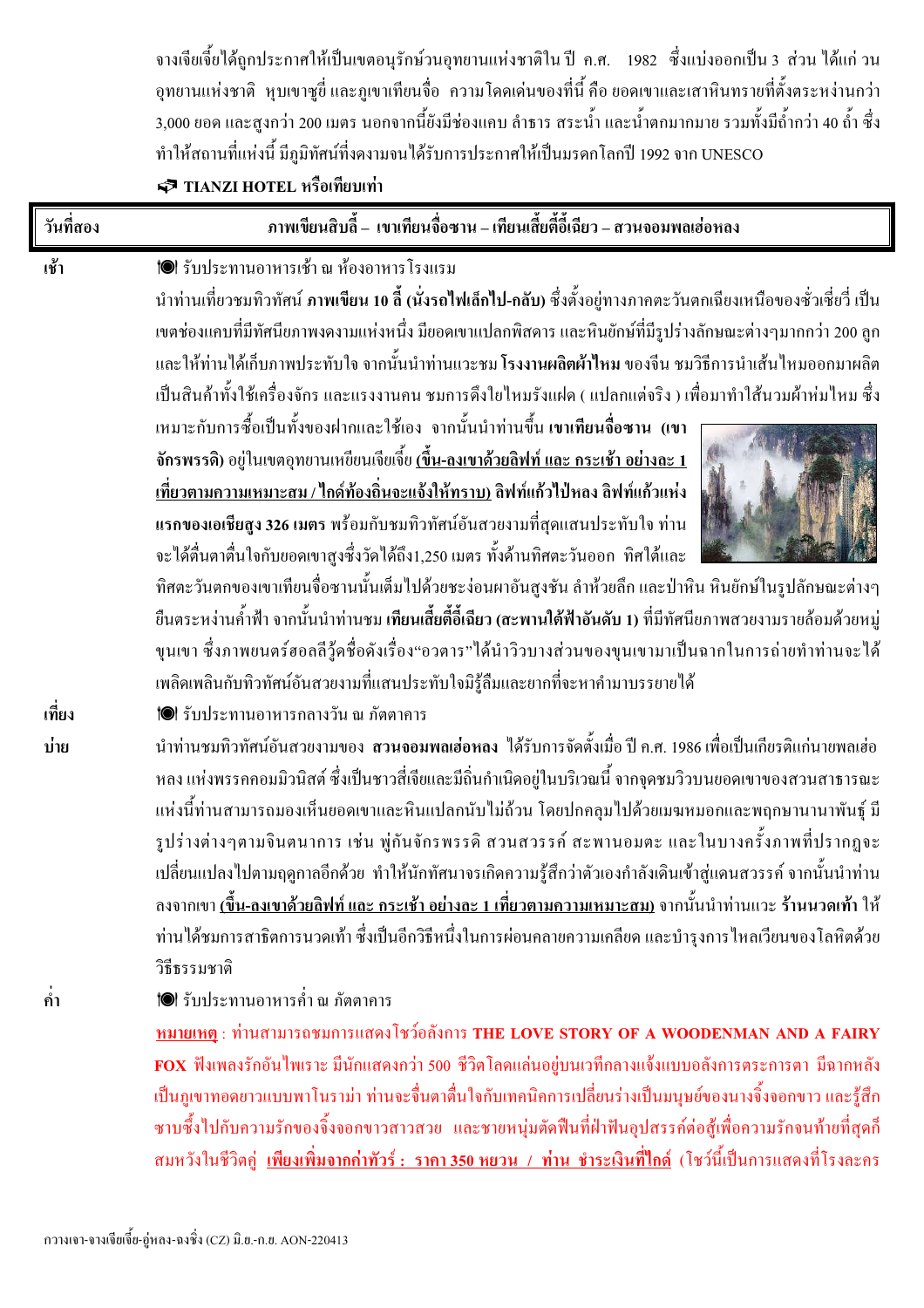จางเจียเจี้ยได้ถูกประกาศให้เป็นเขตอนุรักษ์วนอุทยานแห่งชาติใน ปี ค.ศ. 1982 ซึ่งแบ่งออกเป็น 3 ส่วน ได้แก่ วนอุทยานแห่งชาติ หุบเขาซูยี่ และภูเขาเทียนจื่อ ความโดดเด่นของที่นี่ คือ ยอดเขาและเสาหินทรายที่ตั้งตระหง่านกว่า 3,000 ยอด และสูงกว่า 200 เมตร นอกจากนี้ยังมีช่องแคบ ลำธาร สระน้ำ และน้ำตกมากมาย รวมทั้งมีถ้ำกว่า 40 ถ้ำ ซึ่งทำให้สถานที่แห่งนี้ มีภูมิทัศน์ที่งดงามจนได้รับการประกาศให้เป็นมรดกโลกปี 1992 จาก UNESCO

**TIANZI HOTEL หรือเทียบเท่า**

| วันที่สอง | ภาพเขียนสิบลี้ – เขาเทียนจื่อซาน – เทียนเสี้ยตี้อี้เฉียว – สวนจอมพลเฮ่อหลง |
|---|---|

**เช้า**

รับประทานอาหารเช้า ณ ห้องอาหารโรงแรม

นำท่านเที่ยวชมทิวทัศน์ **ภาพเขียน 10 ลี้ (นั่งรถไฟเล็กไป-กลับ)** ซึ่งตั้งอยู่ทางภาคตะวันตกเฉียงเหนือของซั่วเซี่ยวี่ เป็นเขตช่องแคบที่มีทัศนียภาพงดงามแห่งหนึ่ง มียอดเขาแปลกพิสดาร และหินยักษ์ที่มีรูปร่างลักษณะต่างๆมากกว่า 200 ลูก และให้ท่านได้เก็บภาพประทับใจ จากนั้นนำท่านแวะชม **โรงงานผลิตผ้าไหม** ของจีน ชมวิธีการนำเส้นไหมออกมาผลิตเป็นสินค้าทั้งใช้เครื่องจักร และแรงงานคน ชมการดึงใยไหมรังแฝด ( แปลกแต่จริง ) เพื่อมาทำไส้นวมผ้าห่มไหม ซึ่งเหมาะกับการซื้อเป็นทั้งของฝากและใช้เอง จากนั้นนำท่านขึ้น **เขาเทียนจื่อซาน (เขาจักรพรรดิ)** อยู่ในเขตอุทยานเหยียนเจียเจี้ย **(ขึ้น-ลงเขาด้วยลิฟท์ และ กระเช้า อย่างละ 1 เที่ยวตามความเหมาะสม / ไกด์ท้องถิ่นจะแจ้งให้ทราบ) ลิฟท์แก้วไป่หลง ลิฟท์แก้วแห่งแรกของเอเชียสูง 326 เมตร** พร้อมกับชมทิวทัศน์อันสวยงามที่สุดแสนประทับใจ ท่านจะได้ตื่นตาตื่นใจกับยอดเขาสูงซึ่งวัดได้ถึง1,250 เมตร ทั้งด้านทิศตะวันออก ทิศใต้และทิศตะวันตกของเขาเทียนจื่อซานนั้นเต็มไปด้วยชะง่อนผาอันสูงชัน ลำห้วยลึก และป่าหิน หินยักษ์ในรูปลักษณะต่างๆ ยืนตระหง่านค้ำฟ้า จากนั้นนำท่านชม **เทียนเสี้ยตี้อี้เฉียว (สะพานใต้ฟ้าอันดับ 1)** ที่มีทัศนียภาพสวยงามรายล้อมด้วยหมู่ขุนเขา ซึ่งภาพยนตร์ฮอลลีวู้ดชื่อดังเรื่อง"อวตาร"ได้นำวิวบางส่วนของขุนเขามาเป็นฉากในการถ่ายทำท่านจะได้เพลิดเพลินกับทิวทัศน์อันสวยงามที่แสนประทับใจมิรู้ลืมและยากที่จะหาคำมาบรรยายได้

**เที่ยง**

รับประทานอาหารกลางวัน ณ ภัตตาคาร

**บ่าย**

นำท่านชมทิวทัศน์อันสวยงามของ **สวนจอมพลเฮ่อหลง** ได้รับการจัดตั้งเมื่อ ปี ค.ศ. 1986 เพื่อเป็นเกียรติแก่นายพลเฮ่อหลง แห่งพรรคคอมมิวนิสต์ ซึ่งเป็นชาวสี่เจียและมีถิ่นกำเนิดอยู่ในบริเวณนี้ จากจุดชมวิวบนยอดเขาของสวนสาธารณะแห่งนี้ท่านสามารถมองเห็นยอดเขาและหินแปลกนับไม่ถ้วน โดยปกคลุมไปด้วยเมฆหมอกและพฤกษานานาพันธุ์ มีรูปร่างต่างๆตามจินตนาการ เช่น พู่กันจักรพรรดิ สวนสวรรค์ สะพานอมตะ และในบางครั้งภาพที่ปรากฏจะเปลี่ยนแปลงไปตามฤดูกาลอีกด้วย ทำให้นักทัศนาจรเกิดความรู้สึกว่าตัวเองกำลังเดินเข้าสู่แดนสวรรค์ จากนั้นนำท่านลงจากเขา **(ขึ้น-ลงเขาด้วยลิฟท์ และ กระเช้า อย่างละ 1 เที่ยวตามความเหมาะสม)** จากนั้นนำท่านแวะ **ร้านนวดเท้า** ให้ท่านได้ชมการสาธิตการนวดเท้า ซึ่งเป็นอีกวิธีหนึ่งในการผ่อนคลายความเครียด และบำรุงการไหลเวียนของโลหิตด้วยวิธีธรรมชาติ

**ค่ำ**

รับประทานอาหารค่ำ ณ ภัตตาคาร

**หมายเหตุ** : ท่านสามารถชมการแสดงโชว์อลังการ **THE LOVE STORY OF A WOODENMAN AND A FAIRY FOX** ฟังเพลงรักอันไพเราะ มีนักแสดงกว่า 500 ชีวิตโลดแล่นอยู่บนเวทีกลางแจ้งแบบอลังการตระการตา มีฉากหลังเป็นภูเขาทอดยาวแบบพาโนราม่า ท่านจะตื่นตาตื่นใจกับเทคนิคการเปลี่ยนร่างเป็นมนุษย์ของนางจิ้งจอกขาว และรู้สึกซาบซึ้งไปกับความรักของจิ้งจอกขาวสาวสวย และชายหนุ่มตัดฟืนที่ฝ่าฟันอุปสรรค์ต่อสู้เพื่อความรักจนท้ายที่สุดก็สมหวังในชีวิตคู่ **เพียงเพิ่มจากค่าทัวร์ : ราคา 350 หยวน / ท่าน ชำระเงินที่ไกด์** (โชว์นี้เป็นการแสดงที่โรงละคร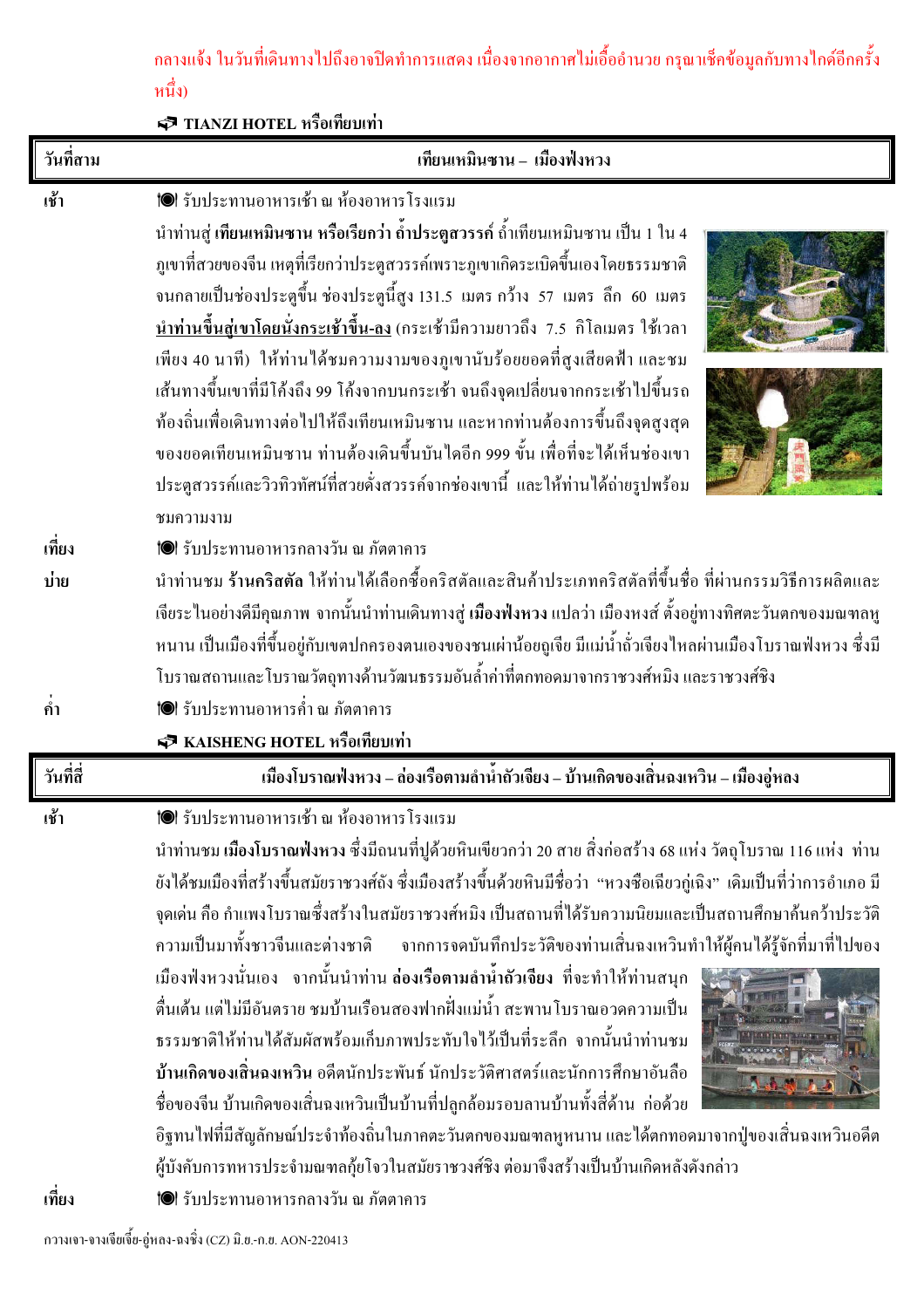กลางแจ้ง ในวันที่เดินทางไปถึงอาจปิดทำการแสดง เนื่องจากอากาศไม่เอื้ออำนวย กรุณาเช็คข้อมูลกับทางไกด์อีกครั้งหนึ่ง)

TIANZI HOTEL หรือเทียบเท่า

| วันที่สาม | เทียนเหมินซาน – เมืองฟ่งหวง |
|---|---|

**เช้า** รับประทานอาหารเช้า ณ ห้องอาหารโรงแรม

นำท่านสู่ **เทียนเหมินซาน หรือเรียกว่า ถ้ำประตูสวรรค์** ถ้ำเทียนเหมินซาน เป็น 1 ใน 4 ภูเขาที่สวยของจีน เหตุที่เรียกว่าประตูสวรรค์เพราะภูเขาเกิดระเบิดขึ้นเองโดยธรรมชาติจนกลายเป็นช่องประตูขึ้น ช่องประตูนี้สูง 131.5 เมตร กว้าง 57 เมตร ลึก 60 เมตร **นำท่านขึ้นสู่เขาโดยนั่งกระเช้าขึ้น-ลง** (กระเช้ามีความยาวถึง 7.5 กิโลเมตร ใช้เวลาเพียง 40 นาที) ให้ท่านได้ชมความงามของภูเขานับร้อยยอดที่สูงเสียดฟ้า และชมเส้นทางขึ้นเขาที่มีโค้งถึง 99 โค้งจากบนกระเช้า จนถึงจุดเปลี่ยนจากกระเช้าไปขึ้นรถท้องถิ่นเพื่อเดินทางต่อไปให้ถึงเทียนเหมินซาน และหากท่านต้องการขึ้นถึงจุดสูงสุดของยอดเทียนเหมินซาน ท่านต้องเดินขึ้นบันไดอีก 999 ขั้น เพื่อที่จะได้เห็นช่องเขาประตูสวรรค์และวิวทิวทัศน์ที่สวยดั่งสวรรค์จากช่องเขานี้ และให้ท่านได้ถ่ายรูปพร้อมชมความงาม

**เที่ยง** รับประทานอาหารกลางวัน ณ ภัตตาคาร

**บ่าย** นำท่านชม **ร้านคริสตัล** ให้ท่านได้เลือกซื้อคริสตัลและสินค้าประเภทคริสตัลที่ขึ้นชื่อ ที่ผ่านกรรมวิธีการผลิตและเจียระไนอย่างดีมีคุณภาพ จากนั้นนำท่านเดินทางสู่ **เมืองฟ่งหวง** แปลว่า เมืองหงส์ ตั้งอยู่ทางทิศตะวันตกของมณฑลหูหนาน เป็นเมืองที่ขึ้นอยู่กับเขตปกครองตนเองของชนเผ่าน้อยถูเจีย มีแม่น้ำถัวเจียงไหลผ่านเมืองโบราณฟ่งหวง ซึ่งมีโบราณสถานและโบราณวัตถุทางด้านวัฒนธรรมอันล้ำค่าที่ตกทอดมาจากราชวงศ์หมิง และราชวงศ์ชิง

**ค่ำ** รับประทานอาหารค่ำ ณ ภัตตาคาร

KAISHENG HOTEL หรือเทียบเท่า

| วันที่สี่ | เมืองโบราณฟ่งหวง – ล่องเรือตามลำน้ำถัวเจียง – บ้านเกิดของเสิ่นฉงเหวิน – เมืองอู่หลง |
|---|---|

**เช้า** รับประทานอาหารเช้า ณ ห้องอาหารโรงแรม

นำท่านชม **เมืองโบราณฟ่งหวง** ซึ่งมีถนนที่ปูด้วยหินเขียวกว่า 20 สาย สิ่งก่อสร้าง 68 แห่ง วัตถุโบราณ 116 แห่ง ท่านยังได้ชมเมืองที่สร้างขึ้นสมัยราชวงศ์ถัง ซึ่งเมืองสร้างขึ้นด้วยหินมีชื่อว่า "หวงซือเฉียวกู่เฉิง" เดิมเป็นที่ว่าการอำเภอ มีจุดเด่น คือ กำแพงโบราณซึ่งสร้างในสมัยราชวงศ์หมิง เป็นสถานที่ได้รับความนิยมและเป็นสถานศึกษาค้นคว้าประวัติความเป็นมาทั้งชาวจีนและต่างชาติ จากการจดบันทึกประวัติของท่านเสิ่นฉงเหวินทำให้ผู้คนได้รู้จักที่มาที่ไปของเมืองฟ่งหวงนั่นเอง จากนั้นนำท่าน **ล่องเรือตามลำน้ำถัวเจียง** ที่จะทำให้ท่านสนุกตื่นเต้น แต่ไม่มีอันตราย ชมบ้านเรือนสองฟากฝั่งแม่น้ำ สะพานโบราณอวดความเป็นธรรมชาติให้ท่านได้สัมผัสพร้อมเก็บภาพประทับใจไว้เป็นที่ระลึก จากนั้นนำท่านชม **บ้านเกิดของเสิ่นฉงเหวิน** อดีตนักประพันธ์ นักประวัติศาสตร์และนักการศึกษาอันลือชื่อของจีน บ้านเกิดของเสิ่นฉงเหวินเป็นบ้านที่ปลูกล้อมรอบลานบ้านทั้งสี่ด้าน ก่อด้วยอิฐทนไฟที่มีสัญลักษณ์ประจำท้องถิ่นในภาคตะวันตกของมณฑลหูหนาน และได้ตกทอดมาจากปู่ของเสิ่นฉงเหวินอดีตผู้บังคับการทหารประจำมณฑลกุ้ยโจวในสมัยราชวงศ์ชิง ต่อมาจึงสร้างเป็นบ้านเกิดหลังดังกล่าว

**เที่ยง** รับประทานอาหารกลางวัน ณ ภัตตาคาร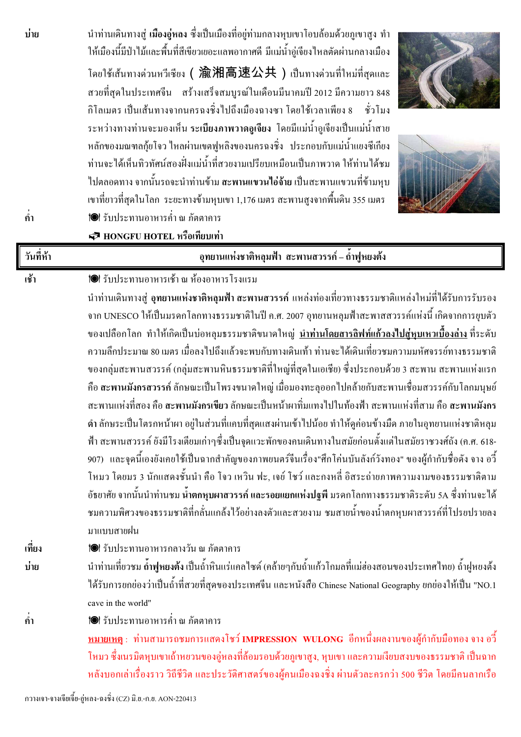**บ่าย** นำท่านเดินทางสู่ **เมืองอู่หลง** ซึ่งเป็นเมืองที่อยู่ท่ามกลางหุบเขาโอบล้อมด้วยภูเขาสูง ทำให้เมืองนี้มีป่าไม้และพื้นที่สีเขียวเยอะแลพอากาศดี มีแม่น้ำอู่เจียงไหลตัดผ่านกลางเมือง โดยใช้เส้นทางด่วนหวีเซียง ( 渝湘高速公共 ) เป็นทางด่วนที่ใหม่ที่สุดและสวยที่สุดในประเทศจีน สร้างเสร็จสมบูรณ์ในเดือนมีนาคมปี 2012 มีความยาว 848 กิโลเมตร เป็นเส้นทางจากนครฉงชิ่งไปถึงเมืองฉางซา โดยใช้เวลาเพียง 8 ชั่วโมง ระหว่างทางท่านจะมองเห็น **ระเบียงภาพวาดอูเจียง** โดยมีแม่น้ำอูเจียงเป็นแม่น้ำสายหลักของมณฑลกุ้ยโจว ไหลผ่านเขตฟูหลิงของนครฉงชิ่ง ประกอบกับแม่น้ำแยงซีเกียง ท่านจะได้เห็นทิวทัศน์สองฝั่งแม่น้ำที่สวยงามเปรียบเหมือนเป็นภาพวาด ให้ท่านได้ชมไปตลอดทาง จากนั้นรถจะนำท่านข้าม **สะพานแขวนไอ้จ้าย** เป็นสะพานแขวนที่ข้ามหุบเขาที่ยาวที่สุดในโลก ระยะทางข้ามหุบเขา 1,176 เมตร สะพานสูงจากพื้นดิน 355 เมตร

**ค่ำ** รับประทานอาหารค่ำ ณ ภัตตาคาร

**HONGFU HOTEL หรือเทียบเท่า**

| วันที่ห้า | อุทยานแห่งชาติหลุมฟ้า สะพานสวรรค์ – ถ้ำฟูหยงต้ง |
|---|---|

**เช้า** รับประทานอาหารเช้า ณ ห้องอาหารโรงแรม

นำท่านเดินทางสู่ **อุทยานแห่งชาติหลุมฟ้า สะพานสวรรค์** แหล่งท่องเที่ยวทางธรรมชาติแหล่งใหม่ที่ได้รับการรับรองจาก UNESCO ให้เป็นมรดกโลกทางธรรมชาติในปี ค.ศ. 2007 อุทยานหลุมฟ้าสะพาสสวรรค์แห่งนี้ เกิดจากการยุบตัวของเปลือกโลก ทำให้เกิดเป็นบ่อหลุมธรรมชาติขนาดใหญ่ **นำท่านโดยสารลิฟท์แก้วลงไปสู่หุบเหวเบื้องล่าง** ที่ระดับความลึกประมาณ 80 เมตร เมื่อลงไปถึงแล้วจะพบกับทางเดินเท้า ท่านจะได้เดินเที่ยวชมความมหัศจรรย์ทางธรรมชาติของกลุ่มสะพานสวรรค์ (กลุ่มสะพานหินธรรมชาติที่ใหญ่ที่สุดในเอเชีย) ซึ่งประกอบด้วย 3 สะพาน สะพานแห่งแรกคือ **สะพานมังกรสวรรค์** ลักษณะเป็นโพรงขนาดใหญ่ เมื่อมองทะลุออกไปคล้ายกับสะพานเชื่อมสวรรค์กับโลกมนุษย์ สะพานแห่งที่สอง คือ **สะพานมังกรเขียว** ลักษณะเป็นหน้าผาที่มแทงไปในท้องฟ้า สะพานแห่งที่สาม คือ **สะพานมังกรดำ** ลักษระเป็นโตรกหน้าผา อยู่ในส่วนที่แคบที่สุดแสงผ่านเข้าไปน้อย ทำให้ดูค่อนข้างมืด ภายในอุทยานแห่งชาติหลุมฟ้า สะพานสวรรค์ ยังมีโรงเตี๊ยมเก่าๆซึ่งเป็นจุดแวะพักของคนเดินทางในสมัยก่อนตั้งแต่ในสมัยราชวงศ์ถัง (ค.ศ. 618-907) และจุดนี้เองยังเคยใช้เป็นฉากสำคัญของภาพยนตร์จีนเรื่อง"ศึกโค่นบัลลังก์วังทอง" ของผู้กำกับชื่อดัง จาง อวี้โหมว โดยมร 3 นักแสดงชั้นนำ คือ โจว เหวิน ฟะ, เจย์ โชว์ และกงหลี่ อิสระถ่ายภาพความงามของธรรมชาติตามอัธยาศัย จากนั้นนำท่านชม **น้ำตกหุบผาสวรรค์ และรอยแยกแห่งปฐพี** มรดกโลกทางธรรมชาติระดับ 5A ซึ่งท่านจะได้ชมความพิศวงของธรรมชาติที่กลั่นแกล้งไว้อย่างลงตัวและสวยงาม ชมสายน้ำของน้ำตกหุบผาสวรรค์ที่โปรยปรายลงมาแบบสายฝน

**เที่ยง** รับประทานอาหารกลางวัน ณ ภัตตาคาร

**บ่าย** นำท่านเที่ยวชม **ถ้ำฟูหยงต้ง** เป็นถ้ำหินแร่แคลไซต์ (คล้ายๆกับถ้ำแก้วโกมลที่แม่ฮ่องสอนของประเทศไทย) ถ้ำฝูหยงต้งได้รับการยกย่องว่าเป็นถ้ำที่สวยที่สุดของประเทศจีน และหนังสือ Chinese National Geography ยกย่องให้เป็น "NO.1 cave in the world"

**ค่ำ** รับประทานอาหารค่ำ ณ ภัตตาคาร

**หมายเหตุ** : ท่านสามารถชมการแสดงโชว์ **IMPRESSION WULONG** อีกหนึ่งผลงานของผู้กำกับมือทอง จาง อวี้โหมว ซึ่งเนรมิตหุบเขาเถ้าหยวนของอู่หลงที่ล้อมรอบด้วยภูเขาสูง, หุบเขา และความเงียบสงบของธรรมชาติ เป็นฉากหลังบอกเล่าเรื่องราว วิถีชีวิต และประวัติศาสตร์ของผู้คนเมืองฉงชิ่ง ผ่านตัวละครกว่า 500 ชีวิต โดยมีคนลากเรือ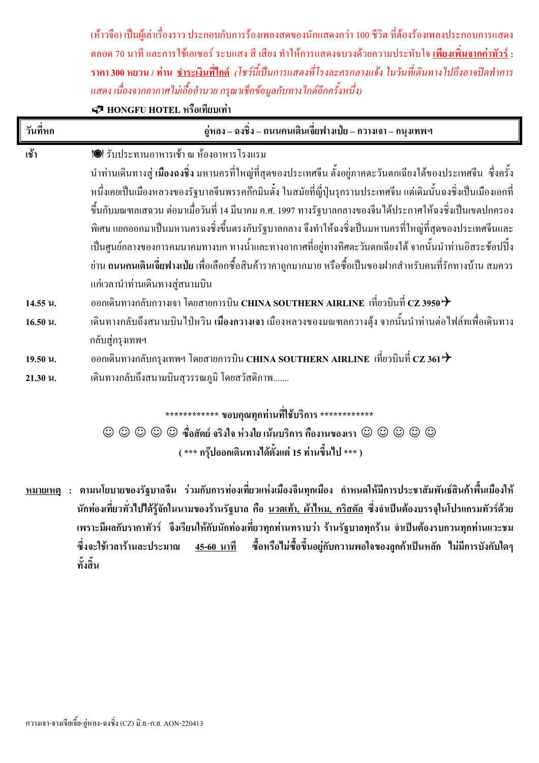(ห้าวจือ) เป็นผู้เล่าเรื่องราว ประกอบกับการร้องเพลงสดของนักแสดงกว่า 100 ชีวิต ที่ต้องร้องเพลงประกอบการแสดงตลอด 70 นาที และการใช้เลเซอร์ ระบบแสง สี เสียง ทำให้การแสดงจบลงด้วยความประทับใจ **<u>เพียงเพิ่มจากค่าทัวร์</u> : ราคา 300 หยวน / ท่าน <u>ชำระเงินที่ไกด์</u>** *(โชว์นี้เป็นการแสดงที่โรงละครกลางแจ้ง ในวันที่เดินทางไปถึงอาจปิดทำการแสดง เนื่องจากอากาศไม่เอื้ออำนวย กรุณาเช็คข้อมูลกับทาง ไกด์อีกครั้งหนึ่ง)*

**HONGFU HOTEL หรือเทียบเท่า**

| วันที่หก | อู่หลง – ฉงชิ่ง – ถนนคนเดินเจี่ยฟางเป่ย – กวางเจา – กรุงเทพฯ |
|---|---|

**เช้า** รับประทานอาหารเช้า ณ ห้องอาหารโรงแรม

นำท่านเดินทางสู่ **เมืองฉงชิ่ง** มหานครที่ใหญ่ที่สุดของประเทศจีน ตั้งอยู่ภาคตะวันตกเฉียงใต้ของประเทศจีน ซึ่งครั้งหนึ่งเคยเป็นเมืองหลวงของรัฐบาลจีนพรรคก๊กมินตั๋ง ในสมัยที่ญี่ปุ่นรุกรานประเทศจีน แต่เดิมนั้นฉงชิ่งเป็นเมืองเอกที่ขึ้นกับมณฑลเสฉวน ต่อมาเมื่อวันที่ 14 มีนาคม ค.ศ. 1997 ทางรัฐบาลกลางของจีนได้ประกาศให้ฉงชิ่งเป็นเขตปกครองพิเศษ แยกออกมาเป็นมหานครฉงชิ่งขึ้นตรงกับรัฐบาลกลาง จึงทำให้ฉงชิ่งเป็นมหานครที่ใหญ่ที่สุดของประเทศจีนและเป็นศูนย์กลางของการคมนาคมทางบก ทางน้ำและทางอากาศที่อยู่ทางทิศตะวันตกเฉียงใต้ จากนั้นนำท่านอิสระช้อปปิ้งย่าน **ถนนคนเดินเจี่ยฟางเป่ย** เพื่อเลือกซื้อสินค้าราคาถูกมากมาย หรือซื้อเป็นของฝากสำหรับคนที่รักทางบ้าน สมควรแก่เวลานำท่านเดินทางสู่สนามบิน

**14.55 น.** ออกเดินทางกลับกวางเจา โดยสายการบิน **CHINA SOUTHERN AIRLINE** เที่ยวบินที่ **CZ 3950**

**16.50 น.** เดินทางกลับถึงสนามบินไป่หวิน **เมืองกวางเจา** เมืองหลวงของมณฑลกวางตุ้ง จากนั้นนำท่านต่อไฟล์ทเพื่อเดินทางกลับสู่กรุงเทพฯ

**19.50 น.** ออกเดินทางกลับกรุงเทพฯ โดยสายการบิน **CHINA SOUTHERN AIRLINE** เที่ยวบินที่ **CZ 361**

**21.30 น.** เดินทางกลับถึงสนามบินสุวรรณภูมิ โดยสวัสดิภาพ.......

**\************ ขอบคุณทุกท่านที่ใช้บริการ \************

**☺ ☺ ☺ ☺ ☺ ซื่อสัตย์ จริงใจ ห่วงใย เน้นบริการ คืองานของเรา ☺ ☺ ☺ ☺ ☺**

**( \*** กรุ๊ปออกเดินทางได้ตั้งแต่ 15 ท่านขึ้นไป \*** )**

**<u>หมายเหตุ</u> : ตามนโยบายของรัฐบาลจีน ร่วมกับการท่องเที่ยวแห่งเมืองจีนทุกเมือง กำหนดให้มีการประชาสัมพันธ์สินค้าพื้นเมืองให้นักท่องเที่ยวทั่วไปได้รู้จักในนามของร้านรัฐบาล คือ <u>นวดเท้า, ผ้าไหม, คริสตัล</u> ซึ่งจำเป็นต้องบรรจุในโปรแกรมทัวร์ด้วย เพราะมีผลกับราคาทัวร์ จึงเรียนให้กับนักท่องเที่ยวทุกท่านทราบว่า ร้านรัฐบาลทุกร้าน จำเป็นต้องรบกวนทุกท่านแวะชม ซึ่งจะใช้เวลาร้านละประมาณ <u>45-60 นาที</u> ซื้อหรือไม่ซื้อขึ้นอยู่กับความพอใจของลูกค้าเป็นหลัก ไม่มีการบังคับใดๆ ทั้งสิ้น**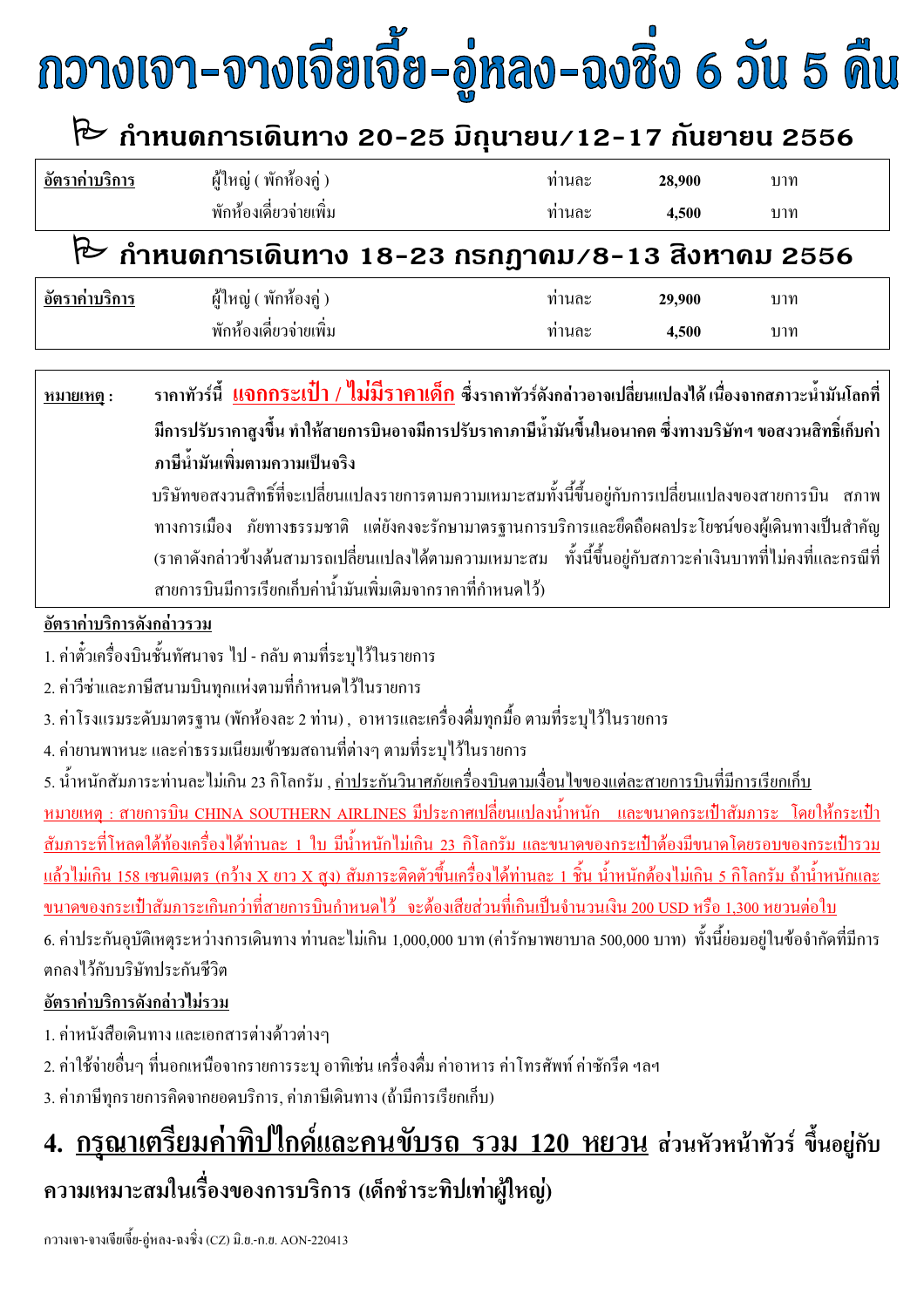# กวางเจา-จางเจียเจี้ย-อู่หลง-ฉงชิ่ง 6 วัน 5 คืน

## กำหนดการเดินทาง 20-25 มิถุนายน/12-17 กันยายน 2556

| อัตราค่าบริการ | ผู้ใหญ่ ( พักห้องคู่ ) | ท่านละ | 28,900 | บาท |
|---|---|---|---|---|
| | พักห้องเดี่ยวจ่ายเพิ่ม | ท่านละ | 4,500 | บาท |

## กำหนดการเดินทาง 18-23 กรกฎาคม/8-13 สิงหาคม 2556

| อัตราค่าบริการ | ผู้ใหญ่ ( พักห้องคู่ ) | ท่านละ | 29,900 | บาท |
|---|---|---|---|---|
| | พักห้องเดี่ยวจ่ายเพิ่ม | ท่านละ | 4,500 | บาท |

**หมายเหตุ :** **ราคาทัวร์นี้ แจกกระเป๋า / ไม่มีราคาเด็ก ซึ่งราคาทัวร์ดังกล่าวอาจเปลี่ยนแปลงได้ เนื่องจากสภาวะน้ำมันโลกที่มีการปรับราคาสูงขึ้น ทำให้สายการบินอาจมีการปรับราคาภาษีน้ำมันขึ้นในอนาคต ซึ่งทางบริษัทฯ ขอสงวนสิทธิ์เก็บค่าภาษีน้ำมันเพิ่มตามความเป็นจริง**

บริษัทขอสงวนสิทธิ์ที่จะเปลี่ยนแปลงรายการตามความเหมาะสมทั้งนี้ขึ้นอยู่กับการเปลี่ยนแปลงของสายการบิน สภาพทางการเมือง ภัยทางธรรมชาติ แต่ยังคงจะรักษามาตรฐานการบริการและยึดถือผลประโยชน์ของผู้เดินทางเป็นสำคัญ (ราคาดังกล่าวข้างต้นสามารถเปลี่ยนแปลงได้ตามความเหมาะสม ทั้งนี้ขึ้นอยู่กับสภาวะค่าเงินบาทที่ไม่คงที่และกรณีที่สายการบินมีการเรียกเก็บค่าน้ำมันเพิ่มเติมจากราคาที่กำหนดไว้)

**อัตราค่าบริการดังกล่าวรวม**

1. ค่าตั๋วเครื่องบินชั้นทัศนาจร ไป - กลับ ตามที่ระบุไว้ในรายการ
2. ค่าวีซ่าและภาษีสนามบินทุกแห่งตามที่กำหนดไว้ในรายการ
3. ค่าโรงแรมระดับมาตรฐาน (พักห้องละ 2 ท่าน) , อาหารและเครื่องดื่มทุกมื้อ ตามที่ระบุไว้ในรายการ
4. ค่ายานพาหนะ และค่าธรรมเนียมเข้าชมสถานที่ต่างๆ ตามที่ระบุไว้ในรายการ
5. น้ำหนักสัมภาระท่านละไม่เกิน 23 กิโลกรัม , ค่าประกันวินาศภัยเครื่องบินตามเงื่อนไขของแต่ละสายการบินที่มีการเรียกเก็บ

หมายเหตุ : สายการบิน CHINA SOUTHERN AIRLINES มีประกาศเปลี่ยนแปลงน้ำหนัก และขนาดกระเป๋าสัมภาระ โดยให้กระเป๋าสัมภาระที่โหลดใต้ท้องเครื่องได้ท่านละ 1 ใบ มีน้ำหนักไม่เกิน 23 กิโลกรัม และขนาดของกระเป๋าต้องมีขนาดโดยรอบของกระเป๋ารวมแล้วไม่เกิน 158 เซนติเมตร (กว้าง X ยาว X สูง) สัมภาระติดตัวขึ้นเครื่องได้ท่านละ 1 ชิ้น น้ำหนักต้องไม่เกิน 5 กิโลกรัม ถ้าน้ำหนักและขนาดของกระเป๋าสัมภาระเกินกว่าที่สายการบินกำหนดไว้ จะต้องเสียส่วนที่เกินเป็นจำนวนเงิน 200 USD หรือ 1,300 หยวนต่อใบ

6. ค่าประกันอุบัติเหตุระหว่างการเดินทาง ท่านละไม่เกิน 1,000,000 บาท (ค่ารักษาพยาบาล 500,000 บาท) ทั้งนี้ย่อมอยู่ในข้อจำกัดที่มีการตกลงไว้กับบริษัทประกันชีวิต

**อัตราค่าบริการดังกล่าวไม่รวม**

1. ค่าหนังสือเดินทาง และเอกสารต่างด้าวต่างๆ
2. ค่าใช้จ่ายอื่นๆ ที่นอกเหนือจากรายการระบุ อาทิเช่น เครื่องดื่ม ค่าอาหาร ค่าโทรศัพท์ ค่าซักรีด ฯลฯ
3. ค่าภาษีทุกรายการคิดจากยอดบริการ, ค่าภาษีเดินทาง (ถ้ามีการเรียกเก็บ)
4. **กรุณาเตรียมค่าทิปไกด์และคนขับรถ รวม 120 หยวน ส่วนหัวหน้าทัวร์ ขึ้นอยู่กับความเหมาะสมในเรื่องของการบริการ (เด็กชำระทิปเท่าผู้ใหญ่)**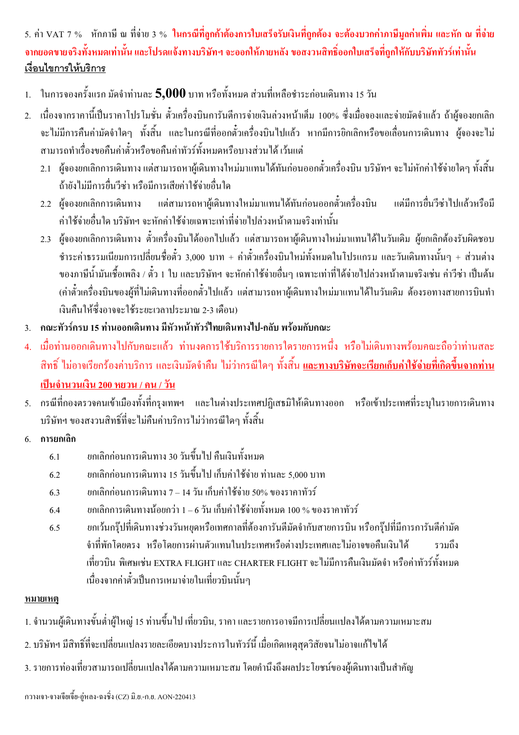5. ค่า VAT 7 % หักภาษี ณ ที่จ่าย 3 % **ในกรณีที่ลูกค้าต้องการใบเสร็จรับเงินที่ถูกต้อง จะต้องบวกค่าภาษีมูลค่าเพิ่ม และหัก ณ ที่จ่าย จากยอดขายจริงทั้งหมดเท่านั้น และโปรดแจ้งทางบริษัทฯ จะออกให้ภายหลัง ขอสงวนสิทธิ์ออกใบเสร็จที่ถูกให้กับบริษัททัวร์เท่านั้น**

**เงื่อนไขการให้บริการ**

1. ในการจองครั้งแรก มัดจำท่านละ **5,000** บาท หรือทั้งหมด ส่วนที่เหลือชำระก่อนเดินทาง 15 วัน
2. เนื่องจากราคานี้เป็นราคาโปรโมชั่น ตั๋วเครื่องบินการันตีการจ่ายเงินล่วงหน้าเต็ม 100% ซึ่งเมื่อจองและจ่ายมัดจำแล้ว ถ้าผู้จองยกเลิก จะไม่มีการคืนค่ามัดจำใดๆ ทั้งสิ้น และในกรณีที่ออกตั๋วเครื่องบินไปแล้ว หากมีการยกเลิกหรือขอเลื่อนการเดินทาง ผู้จองจะไม่สามารถทำเรื่องขอคืนค่าตั๋วหรือขอคืนค่าทัวร์ทั้งหมดหรือบางส่วนได้ เว้นแต่
   - 2.1 ผู้จองยกเลิกการเดินทาง แต่สามารถหาผู้เดินทางใหม่มาแทนได้ทันก่อนออกตั๋วเครื่องบิน บริษัทฯ จะไม่หักค่าใช้จ่ายใดๆ ทั้งสิ้น ถ้ายังไม่มีการยื่นวีซ่า หรือมีการเสียค่าใช้จ่ายอื่นใด
   - 2.2 ผู้จองยกเลิกการเดินทาง แต่สามารถหาผู้เดินทางใหม่มาแทนได้ทันก่อนออกตั๋วเครื่องบิน แต่มีการยื่นวีซ่าไปแล้วหรือมีค่าใช้จ่ายอื่นใด บริษัทฯ จะหักค่าใช้จ่ายเฉพาะเท่าที่จ่ายไปล่วงหน้าตามจริงเท่านั้น
   - 2.3 ผู้จองยกเลิกการเดินทาง ตั๋วเครื่องบินได้ออกไปแล้ว แต่สามารถหาผู้เดินทางใหม่มาแทนได้ในวันเดิม ผู้ยกเลิกต้องรับผิดชอบชำระค่าธรรมเนียมการเปลี่ยนชื่อตั๋ว 3,000 บาท + ค่าตั๋วเครื่องบินใหม่ทั้งหมดในโปรแกรม และวันเดินทางนั้นๆ + ส่วนต่างของภาษีน้ำมันเชื้อเพลิง / ตั๋ว 1 ใบ และบริษัทฯ จะหักค่าใช้จ่ายอื่นๆ เฉพาะเท่าที่ได้จ่ายไปล่วงหน้าตามจริงเช่น ค่าวีซ่า เป็นต้น (ค่าตั๋วเครื่องบินของผู้ที่ไม่เดินทางที่ออกตั๋วไปแล้ว แต่สามารถหาผู้เดินทางใหม่มาแทนได้ในวันเดิม ต้องรอทางสายการบินทำเงินคืนให้ซึ่งอาจจะใช้ระยะเวลาประมาณ 2-3 เดือน)
3. **คณะทัวร์ครบ 15 ท่านออกเดินทาง มีหัวหน้าทัวร์ไทยเดินทางไป-กลับ พร้อมกับคณะ**
4. เมื่อท่านออกเดินทางไปกับคณะแล้ว ท่านงดการใช้บริการรายการใดรายการหนึ่ง หรือไม่เดินทางพร้อมคณะถือว่าท่านสละสิทธิ์ ไม่อาจเรียกร้องค่าบริการ และเงินมัดจำคืน ไม่ว่ากรณีใดๆ ทั้งสิ้น **และทางบริษัทจะเรียกเก็บค่าใช้จ่ายที่เกิดขึ้นจากท่านเป็นจำนวนเงิน 200 หยวน / คน / วัน**
5. กรณีที่กองตรวจคนเข้าเมืองทั้งที่กรุงเทพฯ และในต่างประเทศปฏิเสธมิให้เดินทางออก หรือเข้าประเทศที่ระบุในรายการเดินทาง บริษัทฯ ของสงวนสิทธิ์ที่จะไม่คืนค่าบริการไม่ว่ากรณีใดๆ ทั้งสิ้น
6. **การยกเลิก**
   - 6.1 ยกเลิกก่อนการเดินทาง 30 วันขึ้นไป คืนเงินทั้งหมด
   - 6.2 ยกเลิกก่อนการเดินทาง 15 วันขึ้นไป เก็บค่าใช้จ่าย ท่านละ 5,000 บาท
   - 6.3 ยกเลิกก่อนการเดินทาง 7 – 14 วัน เก็บค่าใช้จ่าย 50% ของราคาทัวร์
   - 6.4 ยกเลิกการเดินทางน้อยกว่า 1 – 6 วัน เก็บค่าใช้จ่ายทั้งหมด 100 % ของราคาทัวร์
   - 6.5 ยกเว้นกรุ๊ปที่เดินทางช่วงวันหยุดหรือเทศกาลที่ต้องการันตีมัดจำกับสายการบิน หรือกรุ๊ปที่มีการการันตีค่ามัดจำที่พักโดยตรง หรือโดยการผ่านตัวแทนในประเทศหรือต่างประเทศและไม่อาจขอคืนเงินได้ รวมถึงเที่ยวบิน พิเศษเช่น EXTRA FLIGHT และ CHARTER FLIGHT จะไม่มีการคืนเงินมัดจำ หรือค่าทัวร์ทั้งหมด เนื่องจากค่าตั๋วเป็นการเหมาจ่ายในเที่ยวบินนั้นๆ

**หมายเหตุ**

1. จำนวนผู้เดินทางขั้นต่ำผู้ใหญ่ 15 ท่านขึ้นไป เที่ยวบิน, ราคา และรายการอาจมีการเปลี่ยนแปลงได้ตามความเหมาะสม
2. บริษัทฯ มีสิทธิ์ที่จะเปลี่ยนแปลงรายละเอียดบางประการในทัวร์นี้ เมื่อเกิดเหตุสุดวิสัยจนไม่อาจแก้ไขได้
3. รายการท่องเที่ยวสามารถเปลี่ยนแปลงได้ตามความเหมาะสม โดยคำนึงถึงผลประโยชน์ของผู้เดินทางเป็นสำคัญ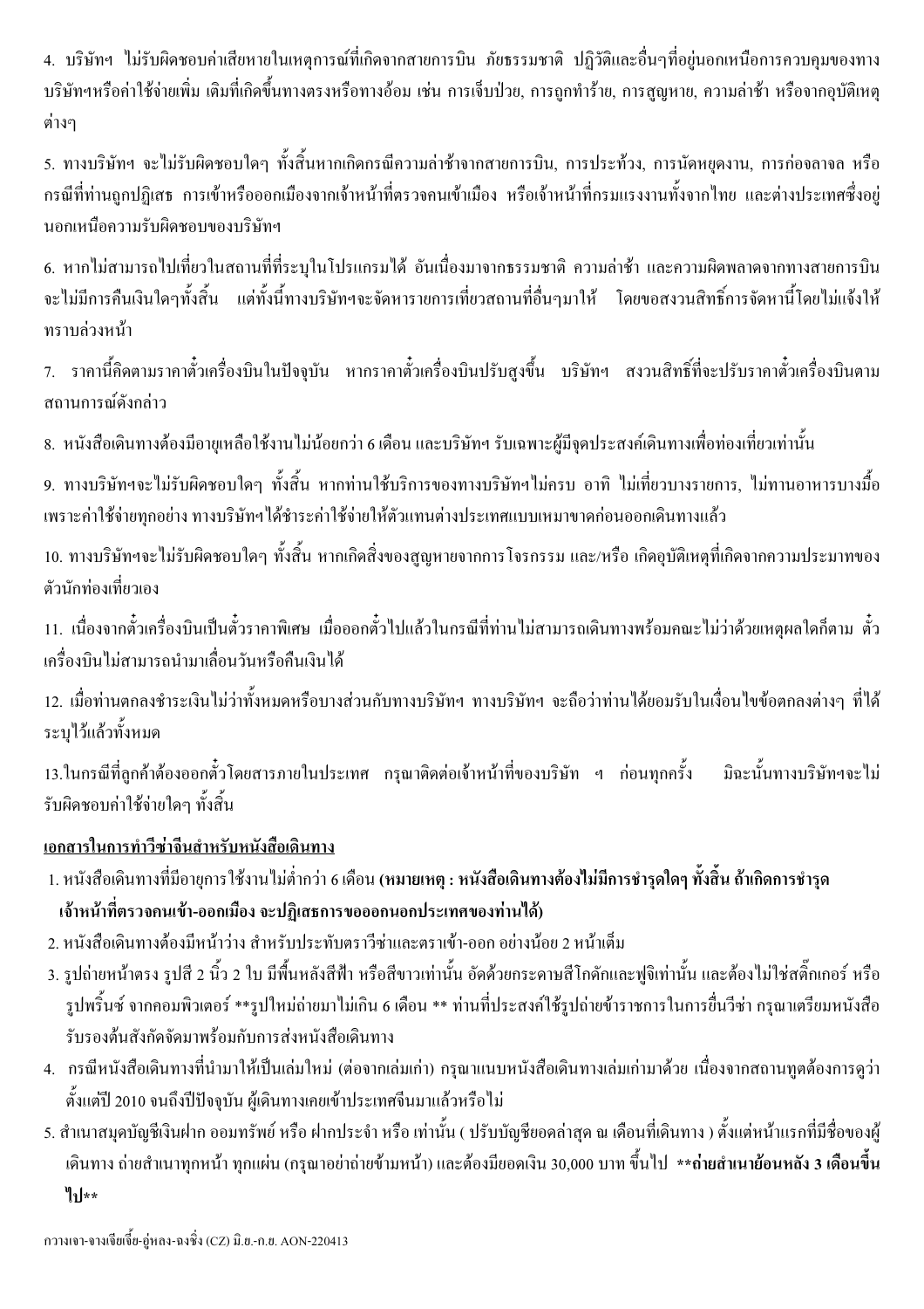4. บริษัทฯ ไม่รับผิดชอบค่าเสียหายในเหตุการณ์ที่เกิดจากสายการบิน ภัยธรรมชาติ ปฎิวัติและอื่นๆที่อยู่นอกเหนือการควบคุมของทางบริษัทฯหรือค่าใช้จ่ายเพิ่ม เติมที่เกิดขึ้นทางตรงหรือทางอ้อม เช่น การเจ็บป่วย, การถูกทำร้าย, การสูญหาย, ความล่าช้า หรือจากอุบัติเหตุต่างๆ

5. ทางบริษัทฯ จะไม่รับผิดชอบใดๆ ทั้งสิ้นหากเกิดกรณีความล่าช้าจากสายการบิน, การประท้วง, การนัดหยุดงาน, การก่อจลาจล หรือกรณีที่ท่านถูกปฏิเสธ การเข้าหรือออกเมืองจากเจ้าหน้าที่ตรวจคนเข้าเมือง หรือเจ้าหน้าที่กรมแรงงานทั้งจากไทย และต่างประเทศซึ่งอยู่นอกเหนือความรับผิดชอบของบริษัทฯ

6. หากไม่สามารถไปเที่ยวในสถานที่ที่ระบุในโปรแกรมได้ อันเนื่องมาจากธรรมชาติ ความล่าช้า และความผิดพลาดจากทางสายการบิน จะไม่มีการคืนเงินใดๆทั้งสิ้น แต่ทั้งนี้ทางบริษัทฯจะจัดหารายการเที่ยวสถานที่อื่นๆมาให้ โดยขอสงวนสิทธิ์การจัดหานี้โดยไม่แจ้งให้ทราบล่วงหน้า

7. ราคานี้คิดตามราคาตั๋วเครื่องบินในปัจจุบัน หากราคาตั๋วเครื่องบินปรับสูงขึ้น บริษัทฯ สงวนสิทธิ์ที่จะปรับราคาตั๋วเครื่องบินตามสถานการณ์ดังกล่าว

8. หนังสือเดินทางต้องมีอายุเหลือใช้งานไม่น้อยกว่า 6 เดือน และบริษัทฯ รับเฉพาะผู้มีจุดประสงค์เดินทางเพื่อท่องเที่ยวเท่านั้น

9. ทางบริษัทฯจะไม่รับผิดชอบใดๆ ทั้งสิ้น หากท่านใช้บริการของทางบริษัทฯไม่ครบ อาทิ ไม่เที่ยวบางรายการ, ไม่ทานอาหารบางมื้อ เพราะค่าใช้จ่ายทุกอย่าง ทางบริษัทฯได้ชำระค่าใช้จ่ายให้ตัวแทนต่างประเทศแบบเหมาขาดก่อนออกเดินทางแล้ว

10. ทางบริษัทฯจะไม่รับผิดชอบใดๆ ทั้งสิ้น หากเกิดสิ่งของสูญหายจากการโจรกรรม และ/หรือ เกิดอุบัติเหตุที่เกิดจากความประมาทของตัวนักท่องเที่ยวเอง

11. เนื่องจากตั๋วเครื่องบินเป็นตั๋วราคาพิเศษ เมื่อออกตั๋วไปแล้วในกรณีที่ท่านไม่สามารถเดินทางพร้อมคณะไม่ว่าด้วยเหตุผลใดก็ตาม ตั๋วเครื่องบินไม่สามารถนำมาเลื่อนวันหรือคืนเงินได้

12. เมื่อท่านตกลงชำระเงินไม่ว่าทั้งหมดหรือบางส่วนกับทางบริษัทฯ ทางบริษัทฯ จะถือว่าท่านได้ยอมรับในเงื่อนไขข้อตกลงต่างๆ ที่ได้ระบุไว้แล้วทั้งหมด

13.ในกรณีที่ลูกค้าต้องออกตั๋วโดยสารภายในประเทศ กรุณาติดต่อเจ้าหน้าที่ของบริษัท ฯ ก่อนทุกครั้ง มิฉะนั้นทางบริษัทฯจะไม่รับผิดชอบค่าใช้จ่ายใดๆ ทั้งสิ้น

## เอกสารในการทำวีซ่าจีนสำหรับหนังสือเดินทาง

1. หนังสือเดินทางที่มีอายุการใช้งานไม่ต่ำกว่า 6 เดือน **(หมายเหตุ : หนังสือเดินทางต้องไม่มีการชำรุดใดๆ ทั้งสิ้น ถ้าเกิดการชำรุด เจ้าหน้าที่ตรวจคนเข้า-ออกเมือง จะปฎิเสธการขอออกนอกประเทศของท่านได้)**
2. หนังสือเดินทางต้องมีหน้าว่าง สำหรับประทับตราวีซ่าและตราเข้า-ออก อย่างน้อย 2 หน้าเต็ม
3. รูปถ่ายหน้าตรง รูปสี 2 นิ้ว 2 ใบ มีพื้นหลังสีฟ้า หรือสีขาวเท่านั้น อัดด้วยกระดาษสีโกดักและฟูจิเท่านั้น และต้องไม่ใช่สติ๊กเกอร์ หรือรูปพริ้นซ์ จากคอมพิวเตอร์ **รูปใหม่ถ่ายมาไม่เกิน 6 เดือน ** ท่านที่ประสงค์ใช้รูปถ่ายข้าราชการในการยื่นวีซ่า กรุณาเตรียมหนังสือรับรองต้นสังกัดจัดมาพร้อมกับการส่งหนังสือเดินทาง
4. กรณีหนังสือเดินทางที่นำมาให้เป็นเล่มใหม่ (ต่อจากเล่มเก่า) กรุณาแนบหนังสือเดินทางเล่มเก่ามาด้วย เนื่องจากสถานทูตต้องการดูว่าตั้งแต่ปี 2010 จนถึงปีปัจจุบัน ผู้เดินทางเคยเข้าประเทศจีนมาแล้วหรือไม่
5. สำเนาสมุดบัญชีเงินฝาก ออมทรัพย์ หรือ ฝากประจำ หรือ เท่านั้น ( ปรับบัญชียอดล่าสุด ณ เดือนที่เดินทาง ) ตั้งแต่หน้าแรกที่มีชื่อของผู้เดินทาง ถ่ายสำเนาทุกหน้า ทุกแผ่น (กรุณาอย่าถ่ายข้ามหน้า) และต้องมียอดเงิน 30,000 บาท ขึ้นไป **ถ่ายสำเนาย้อนหลัง 3 เดือนขึ้นไป**

กวางเจา-จางเจียเจี้ย-อู่หลง-ฉงชิ่ง (CZ) มิ.ย.-ก.ย. AON-220413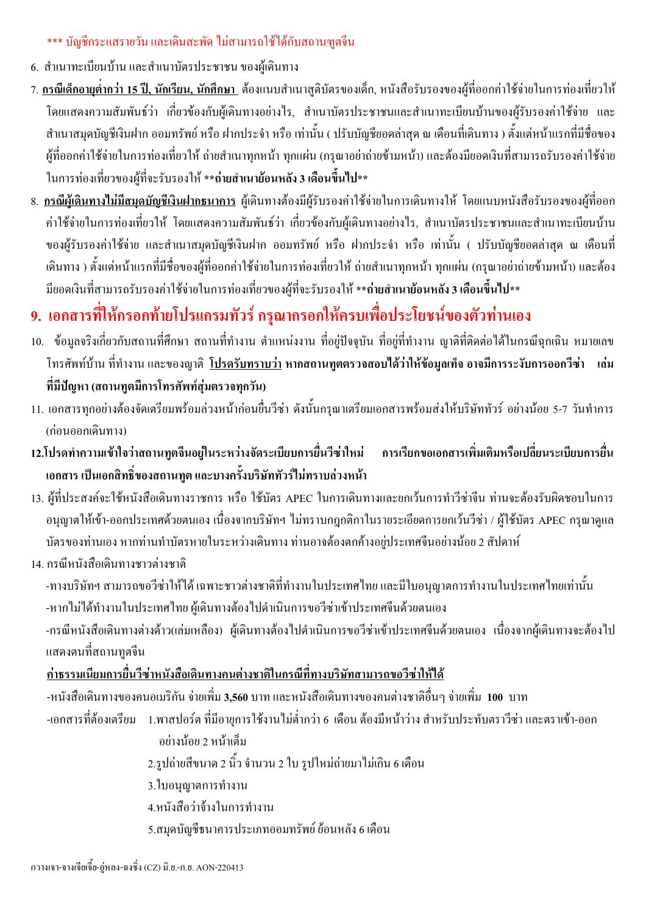*** บัญชีกระแสรายวัน และเดินสะพัด ไม่สามารถใช้ได้กับสถานทูตจีน

6. สำเนาทะเบียนบ้าน และสำเนาบัตรประชาชน ของผู้เดินทาง

7. **<u>กรณีเด็กอายุต่ำกว่า 15 ปี, นักเรียน, นักศึกษา</u>** ต้องแนบสำเนาสูติบัตรของเด็ก, หนังสือรับรองของผู้ที่ออกค่าใช้จ่ายในการท่องเที่ยวให้ โดยแสดงความสัมพันธ์ว่า เกี่ยวข้องกับผู้เดินทางอย่างไร, สำเนาบัตรประชาชนและสำเนาทะเบียนบ้านของผู้รับรองค่าใช้จ่าย และสำเนาสมุดบัญชีเงินฝาก ออมทรัพย์ หรือ ฝากประจำ หรือ เท่านั้น ( ปรับบัญชียอดล่าสุด ณ เดือนที่เดินทาง ) ตั้งแต่หน้าแรกที่มีชื่อของผู้ที่ออกค่าใช้จ่ายในการท่องเที่ยวให้ ถ่ายสำเนาทุกหน้า ทุกแผ่น (กรุณาอย่าถ่ายข้ามหน้า) และต้องมียอดเงินที่สามารถรับรองค่าใช้จ่ายในการท่องเที่ยวของผู้ที่จะรับรองให้ **ถ่ายสำเนาย้อนหลัง 3 เดือนขึ้นไป**

8. **<u>กรณีผู้เดินทางไม่มีสมุดบัญชีเงินฝากธนาคาร</u>** ผู้เดินทางต้องมีผู้รับรองค่าใช้จ่ายในการเดินทางให้ โดยแนบหนังสือรับรองของผู้ที่ออกค่าใช้จ่ายในการท่องเที่ยวให้ โดยแสดงความสัมพันธ์ว่า เกี่ยวข้องกับผู้เดินทางอย่างไร, สำเนาบัตรประชาชนและสำเนาทะเบียนบ้านของผู้รับรองค่าใช้จ่าย และสำเนาสมุดบัญชีเงินฝาก ออมทรัพย์ หรือ ฝากประจำ หรือ เท่านั้น ( ปรับบัญชียอดล่าสุด ณ เดือนที่เดินทาง ) ตั้งแต่หน้าแรกที่มีชื่อของผู้ที่ออกค่าใช้จ่ายในการท่องเที่ยวให้ ถ่ายสำเนาทุกหน้า ทุกแผ่น (กรุณาอย่าถ่ายข้ามหน้า) และต้องมียอดเงินที่สามารถรับรองค่าใช้จ่ายในการท่องเที่ยวของผู้ที่จะรับรองให้ **ถ่ายสำเนาย้อนหลัง 3 เดือนขึ้นไป**

## 9. เอกสารที่ให้กรอกท้ายโปรแกรมทัวร์ กรุณากรอกให้ครบเพื่อประโยชน์ของตัวท่านเอง

10. ข้อมูลจริงเกี่ยวกับสถานที่ศึกษา สถานที่ทำงาน ตำแหน่งงาน ที่อยู่ปัจจุบัน ที่อยู่ที่ทำงาน ญาติที่ติดต่อได้ในกรณีฉุกเฉิน หมายเลขโทรศัพท์บ้าน ที่ทำงาน และของญาติ **<u>โปรดรับทราบว่า</u> หากสถานทูตตรวจสอบได้ว่าให้ข้อมูลเท็จ อาจมีการระงับการออกวีซ่า เล่มที่มีปัญหา (สถานทูตมีการโทรศัพท์สุ่มตรวจทุกวัน)**

11. เอกสารทุกอย่างต้องจัดเตรียมพร้อมล่วงหน้าก่อนยื่นวีซ่า ดังนั้นกรุณาเตรียมเอกสารพร้อมส่งให้บริษัททัวร์ อย่างน้อย 5-7 วันทำการ (ก่อนออกเดินทาง)

**12.โปรดทำความเข้าใจว่าสถานทูตจีนอยู่ในระหว่างจัดระเบียบการยื่นวีซ่าใหม่ การเรียกขอเอกสารเพิ่มเติมหรือเปลี่ยนระเบียบการยื่นเอกสาร เป็นเอกสิทธิ์ของสถานทูต และบางครั้งบริษัททัวร์ไม่ทราบล่วงหน้า**

13. ผู้ที่ประสงค์จะใช้หนังสือเดินทางราชการ หรือ ใช้บัตร APEC ในการเดินทางและยกเว้นการทำวีซ่าจีน ท่านจะต้องรับผิดชอบในการอนุญาตให้เข้า-ออกประเทศด้วยตนเอง เนื่องจากบริษัทฯ ไม่ทราบกฎกติกาในรายระเอียดการยกเว้นวีซ่า / ผู้ใช้บัตร APEC กรุณาดูแลบัตรของท่านเอง หากท่านทำบัตรหายในระหว่างเดินทาง ท่านอาจต้องตกค้างอยู่ประเทศจีนอย่างน้อย 2 สัปดาห์

14. กรณีหนังสือเดินทางชาวต่างชาติ

-ทางบริษัทฯ สามารถขอวีซ่าให้ได้ เฉพาะชาวต่างชาติที่ทำงานในประเทศไทย และมีใบอนุญาตการทำงานในประเทศไทยเท่านั้น

-หากไม่ได้ทำงานในประเทศไทย ผู้เดินทางต้องไปดำเนินการขอวีซ่าเข้าประเทศจีนด้วยตนเอง

-กรณีหนังสือเดินทางต่างด้าว(เล่มเหลือง) ผู้เดินทางต้องไปดำเนินการขอวีซ่าเข้าประเทศจีนด้วยตนเอง เนื่องจากผู้เดินทางจะต้องไปแสดงตนที่สถานทูตจีน

**<u>ค่าธรรมเนียมการยื่นวีซ่าหนังสือเดินทางคนต่างชาติในกรณีที่ทางบริษัทสามารถขอวีซ่าให้ได้</u>**

-หนังสือเดินทางของคนอเมริกัน จ่ายเพิ่ม **3,560** บาท และหนังสือเดินทางของคนต่างชาติอื่นๆ จ่ายเพิ่ม **100** บาท

-เอกสารที่ต้องเตรียม
1. พาสปอร์ต ที่มีอายุการใช้งานไม่ต่ำกว่า 6 เดือน ต้องมีหน้าว่าง สำหรับประทับตราวีซ่า และตราเข้า-ออก อย่างน้อย 2 หน้าเต็ม
2. รูปถ่ายสีขนาด 2 นิ้ว จำนวน 2 ใบ รูปใหม่ถ่ายมาไม่เกิน 6 เดือน
3. ใบอนุญาตการทำงาน
4. หนังสือว่าจ้างในการทำงาน
5. สมุดบัญชีธนาคารประเภทออมทรัพย์ ย้อนหลัง 6 เดือน

กวางเจา-จางเจียเจี้ย-อู่หลง-ฉงชิ่ง (CZ) มิ.ย.-ก.ย. AON-220413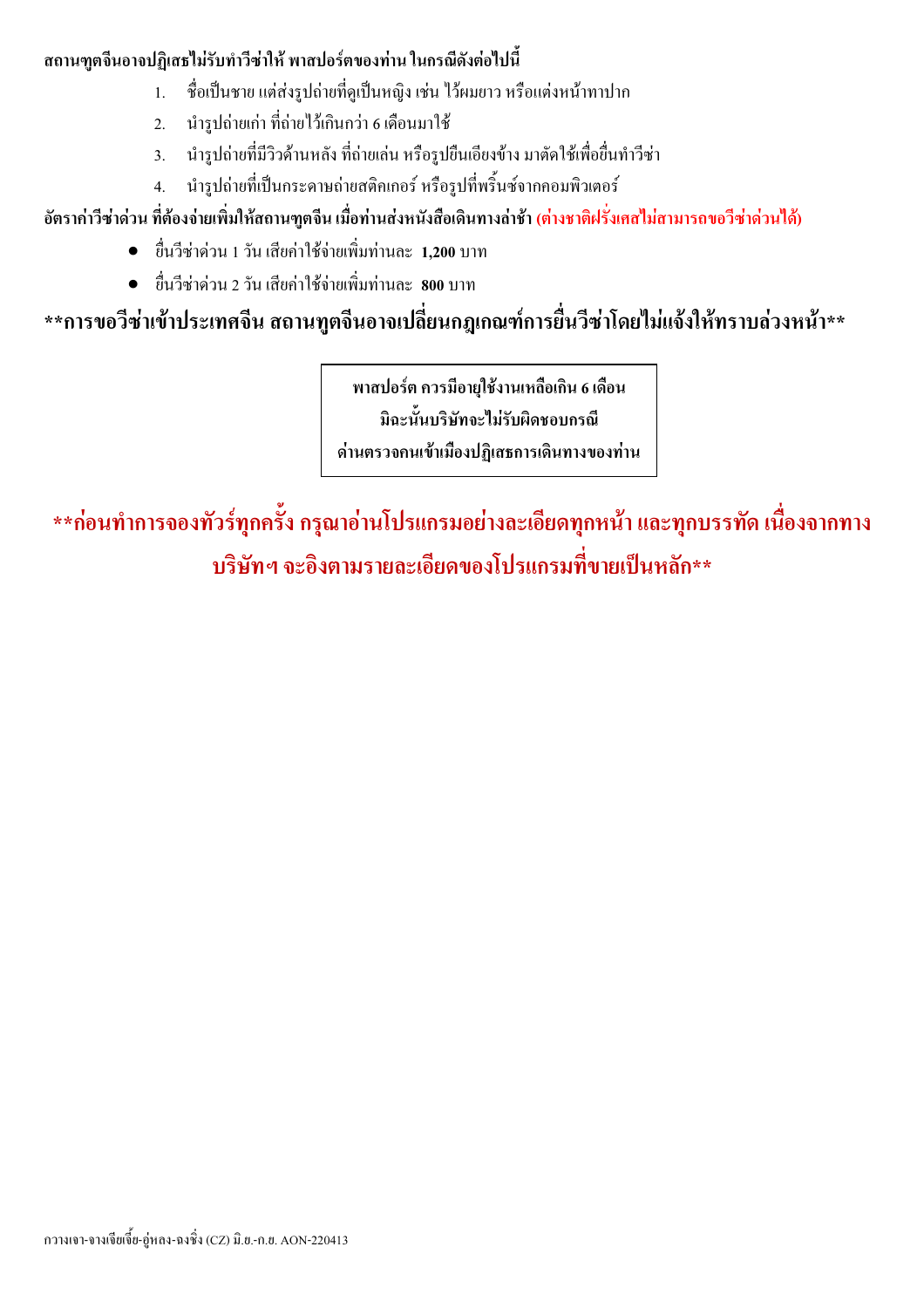**สถานฑูตจีนอาจปฏิเสธไม่รับทำวีซ่าให้ พาสปอร์ตของท่าน ในกรณีดังต่อไปนี้**

1. ชื่อเป็นชาย แต่ส่งรูปถ่ายที่ดูเป็นหญิง เช่น ไว้ผมยาว หรือแต่งหน้าทาปาก
2. นำรูปถ่ายเก่า ที่ถ่ายไว้เกินกว่า 6 เดือนมาใช้
3. นำรูปถ่ายที่มีวิวด้านหลัง ที่ถ่ายเล่น หรือรูปยืนเอียงข้าง มาตัดใช้เพื่อยื่นทำวีซ่า
4. นำรูปถ่ายที่เป็นกระดาษถ่ายสติกเกอร์ หรือรูปที่พริ้นซ์จากคอมพิวเตอร์

**อัตราค่าวีซ่าด่วน ที่ต้องจ่ายเพิ่มให้สถานฑูตจีน เมื่อท่านส่งหนังสือเดินทางล่าช้า (ต่างชาติฝรั่งเศสไม่สามารถขอวีซ่าด่วนได้)**

- ยื่นวีซ่าด่วน 1 วัน เสียค่าใช้จ่ายเพิ่มท่านละ **1,200** บาท
- ยื่นวีซ่าด่วน 2 วัน เสียค่าใช้จ่ายเพิ่มท่านละ **800** บาท

## \*\*การขอวีซ่าเข้าประเทศจีน สถานทูตจีนอาจเปลี่ยนกฎเกณฑ์การยื่นวีซ่าโดยไม่แจ้งให้ทราบล่วงหน้า\*\*

**พาสปอร์ต ควรมีอายุใช้งานเหลือเกิน 6 เดือน**
**มิฉะนั้นบริษัทจะไม่รับผิดชอบกรณี**
**ด่านตรวจคนเข้าเมืองปฏิเสธการเดินทางของท่าน**

## \*\*ก่อนทำการจองทัวร์ทุกครั้ง กรุณาอ่านโปรแกรมอย่างละเอียดทุกหน้า และทุกบรรทัด เนื่องจากทางบริษัทฯ จะอิงตามรายละเอียดของโปรแกรมที่ขายเป็นหลัก\*\*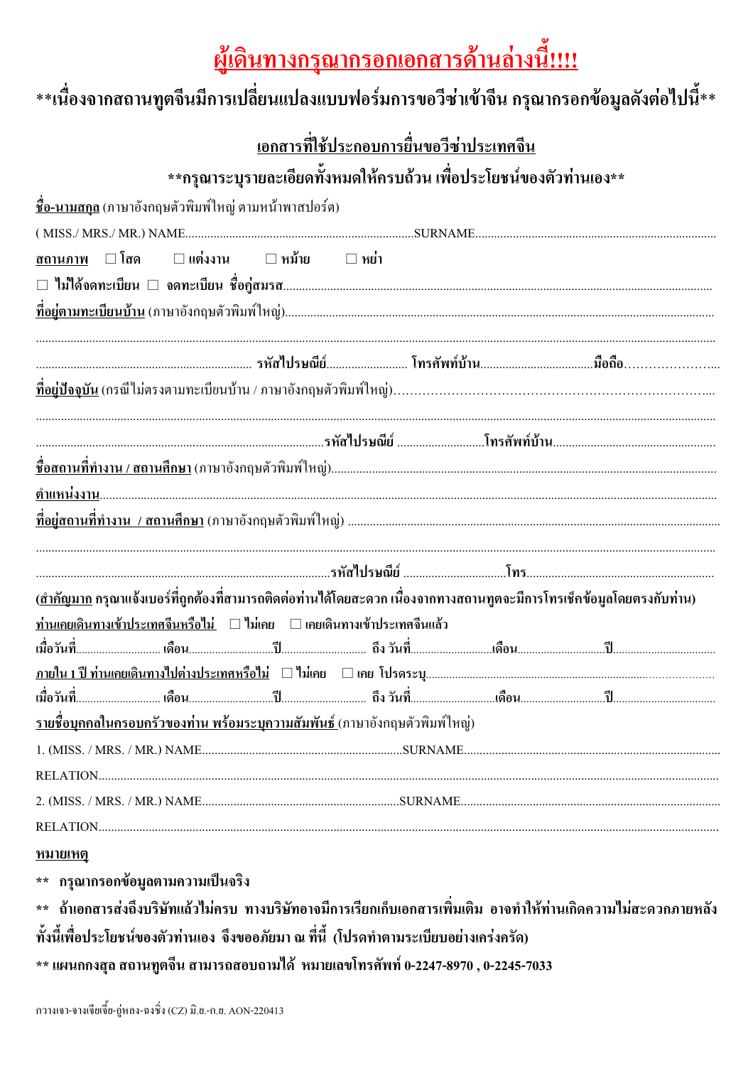# ผู้เดินทางกรุณากรอกเอกสารด้านล่างนี้!!!!

**\*\*เนื่องจากสถานทูตจีนมีการเปลี่ยนแปลงแบบฟอร์มการขอวีซ่าเข้าจีน กรุณากรอกข้อมูลดังต่อไปนี้\*\***

## เอกสารที่ใช้ประกอบการยื่นขอวีซ่าประเทศจีน

**\*\*กรุณาระบุรายละเอียดทั้งหมดให้ครบถ้วน เพื่อประโยชน์ของตัวท่านเอง\*\***

**ชื่อ-นามสกุล** (ภาษาอังกฤษตัวพิมพ์ใหญ่ ตามหน้าพาสปอร์ต)

( MISS./ MRS./ MR.) NAME.........................................................................SURNAME............................................................................

**สถานภาพ** ☐ โสด ☐ แต่งงาน ☐ หม้าย ☐ หย่า

☐ ไม่ได้จดทะเบียน ☐ จดทะเบียน ชื่อคู่สมรส......................................................................................................................................

**ที่อยู่ตามทะเบียนบ้าน** (ภาษาอังกฤษตัวพิมพ์ใหญ่).......................................................................................................................

.....................................................................................................................................................................................................

.................................................................... รหัสไปรษณีย์......................... โทรศัพท์บ้าน.................................... มือถือ........................

**ที่อยู่ปัจจุบัน** (กรณีไม่ตรงตามทะเบียนบ้าน / ภาษาอังกฤษตัวพิมพ์ใหญ่)..........................................................................................

.....................................................................................................................................................................................................

............................................................................................รหัสไปรษณีย์ ...........................โทรศัพท์บ้าน.......................................

**ชื่อสถานที่ทำงาน / สถานศึกษา** (ภาษาอังกฤษตัวพิมพ์ใหญ่)...........................................................................................................

**ตำแหน่งงาน**..................................................................................................................................................................................

**ที่อยู่สถานที่ทำงาน / สถานศึกษา** (ภาษาอังกฤษตัวพิมพ์ใหญ่) ......................................................................................................

.....................................................................................................................................................................................................

..............................................................................................รหัสไปรษณีย์ ................................โทร...........................................................

**(สำคัญมาก กรุณาแจ้งเบอร์ที่ถูกต้องที่สามารถติดต่อท่านได้โดยสะดวก เนื่องจากทางสถานทูตจะมีการโทรเช็คข้อมูลโดยตรงกับท่าน)**

**ท่านเคยเดินทางเข้าประเทศจีนหรือไม่** ☐ ไม่เคย ☐ เคยเดินทางเข้าประเทศจีนแล้ว

เมื่อวันที่............................ เดือน............................ปี............................ ถึง วันที่.......................... เดือน............................ปี..................................

**ภายใน 1 ปี ท่านเคยเดินทางไปต่างประเทศหรือไม่** ☐ ไม่เคย ☐ เคย โปรดระบุ...........................................................................

เมื่อวันที่............................ เดือน............................ปี............................ ถึง วันที่.......................... เดือน............................ปี..................................

**รายชื่อบุคคลในครอบครัวของท่าน พร้อมระบุความสัมพันธ์** (ภาษาอังกฤษตัวพิมพ์ใหญ่)

1. (MISS. / MRS. / MR.) NAME................................................................SURNAME..................................................................

RELATION.....................................................................................................................................................................................

2. (MISS. / MRS. / MR.) NAME................................................................SURNAME..................................................................

RELATION.....................................................................................................................................................................................

**หมายเหตุ**

**\*\* กรุณากรอกข้อมูลตามความเป็นจริง**

**\*\* ถ้าเอกสารส่งถึงบริษัทแล้วไม่ครบ ทางบริษัทอาจมีการเรียกเก็บเอกสารเพิ่มเติม อาจทำให้ท่านเกิดความไม่สะดวกภายหลัง ทั้งนี้เพื่อประโยชน์ของตัวท่านเอง จึงขออภัยมา ณ ที่นี้ (โปรดทำตามระเบียบอย่างเคร่งครัด)**

**\*\* แผนกกงสุล สถานทูตจีน สามารถสอบถามได้ หมายเลขโทรศัพท์ 0-2247-8970 , 0-2245-7033**

กวางเจา-จางเจียเจี้ย-อู่หลง-ฉงชิ่ง (CZ) มิ.ย.-ก.ย. AON-220413